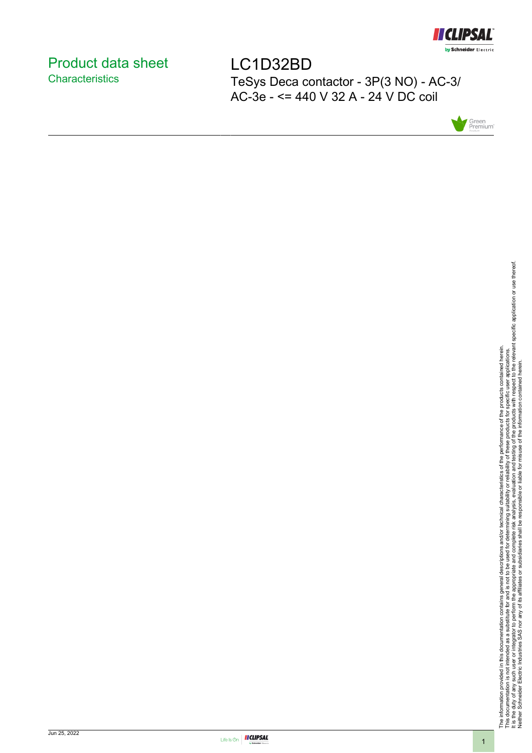# Product data sheet
## Characteristics

# LC1D32BD

TeSys Deca contactor - 3P(3 NO) - AC-3/ AC-3e - <= 440 V 32 A - 24 V DC coil

The information provided in this documentation contains general descriptions and/or technical characteristics of the performance of the products contained herein.
This documentation is not intended as a substitute for and is not to be used for determining suitability or reliability of these products for specific user applications.
It is the duty of any such user or integrator to perform the appropriate and complete risk analysis, evaluation and testing of the products with respect to the relevant specific application or use thereof.
Neither Schneider Electric Industries SAS nor any of its affiliates or subsidiaries shall be responsible or liable for misuse of the information contained herein.

Jun 25, 2022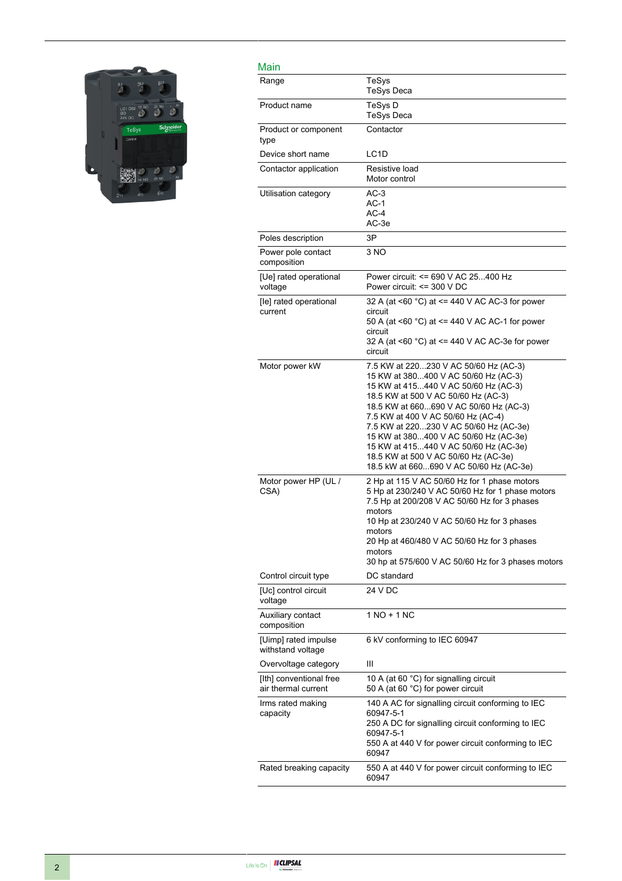## Main

| | |
|---|---|
| Range | TeSys<br>TeSys Deca |
| Product name | TeSys D<br>TeSys Deca |
| Product or component type | Contactor |
| Device short name | LC1D |
| Contactor application | Resistive load<br>Motor control |
| Utilisation category | AC-3<br>AC-1<br>AC-4<br>AC-3e |
| Poles description | 3P |
| Power pole contact composition | 3 NO |
| [Ue] rated operational voltage | Power circuit: <= 690 V AC 25...400 Hz<br>Power circuit: <= 300 V DC |
| [Ie] rated operational current | 32 A (at <60 °C) at <= 440 V AC AC-3 for power circuit<br>50 A (at <60 °C) at <= 440 V AC AC-1 for power circuit<br>32 A (at <60 °C) at <= 440 V AC AC-3e for power circuit |
| Motor power kW | 7.5 KW at 220...230 V AC 50/60 Hz (AC-3)<br>15 KW at 380...400 V AC 50/60 Hz (AC-3)<br>15 KW at 415...440 V AC 50/60 Hz (AC-3)<br>18.5 KW at 500 V AC 50/60 Hz (AC-3)<br>18.5 KW at 660...690 V AC 50/60 Hz (AC-3)<br>7.5 KW at 400 V AC 50/60 Hz (AC-4)<br>7.5 KW at 220...230 V AC 50/60 Hz (AC-3e)<br>15 KW at 380...400 V AC 50/60 Hz (AC-3e)<br>15 KW at 415...440 V AC 50/60 Hz (AC-3e)<br>18.5 KW at 500 V AC 50/60 Hz (AC-3e)<br>18.5 kW at 660...690 V AC 50/60 Hz (AC-3e) |
| Motor power HP (UL / CSA) | 2 Hp at 115 V AC 50/60 Hz for 1 phase motors<br>5 Hp at 230/240 V AC 50/60 Hz for 1 phase motors<br>7.5 Hp at 200/208 V AC 50/60 Hz for 3 phases motors<br>10 Hp at 230/240 V AC 50/60 Hz for 3 phases motors<br>20 Hp at 460/480 V AC 50/60 Hz for 3 phases motors<br>30 hp at 575/600 V AC 50/60 Hz for 3 phases motors |
| Control circuit type | DC standard |
| [Uc] control circuit voltage | 24 V DC |
| Auxiliary contact composition | 1 NO + 1 NC |
| [Uimp] rated impulse withstand voltage | 6 kV conforming to IEC 60947 |
| Overvoltage category | III |
| [Ith] conventional free air thermal current | 10 A (at 60 °C) for signalling circuit<br>50 A (at 60 °C) for power circuit |
| Irms rated making capacity | 140 A AC for signalling circuit conforming to IEC 60947-5-1<br>250 A DC for signalling circuit conforming to IEC 60947-5-1<br>550 A at 440 V for power circuit conforming to IEC 60947 |
| Rated breaking capacity | 550 A at 440 V for power circuit conforming to IEC 60947 |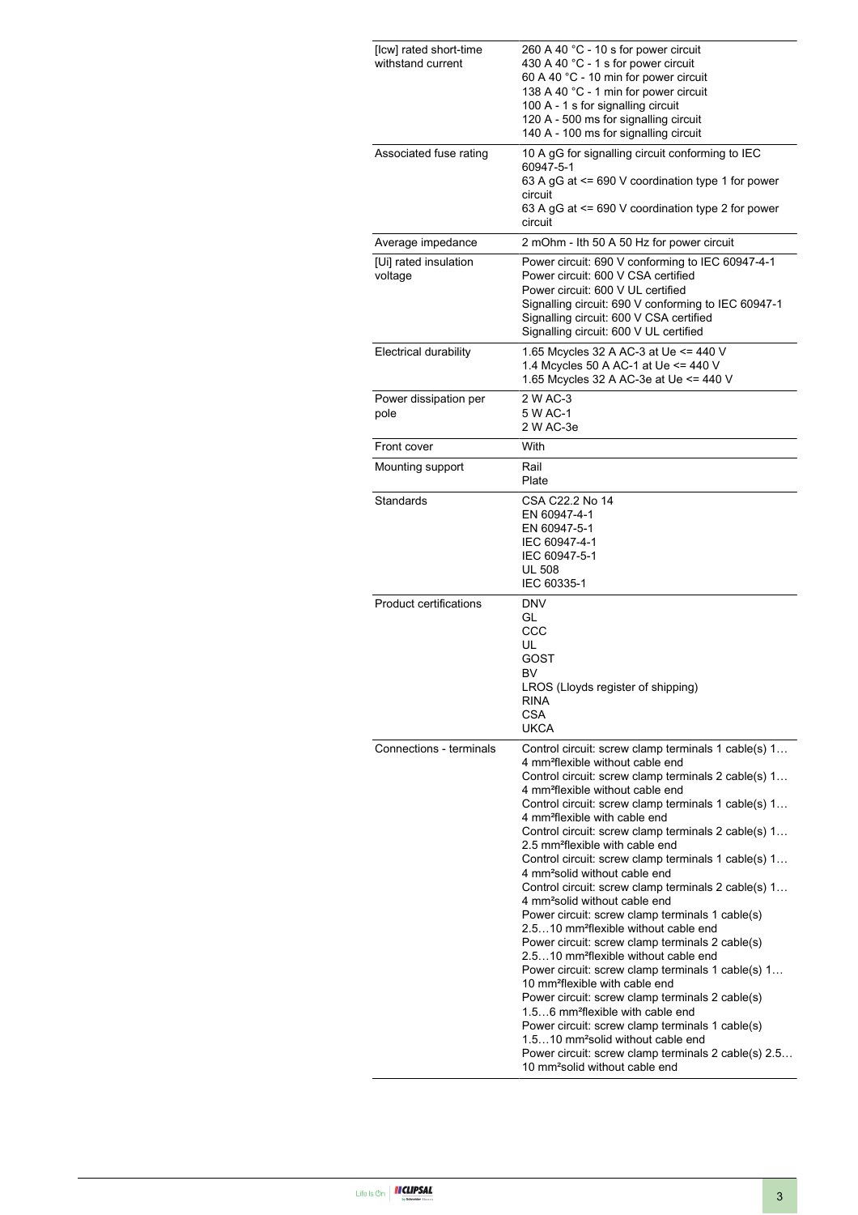| | |
|---|---|
| [Icw] rated short-time withstand current | 260 A 40 °C - 10 s for power circuit<br>430 A 40 °C - 1 s for power circuit<br>60 A 40 °C - 10 min for power circuit<br>138 A 40 °C - 1 min for power circuit<br>100 A - 1 s for signalling circuit<br>120 A - 500 ms for signalling circuit<br>140 A - 100 ms for signalling circuit |
| Associated fuse rating | 10 A gG for signalling circuit conforming to IEC 60947-5-1<br>63 A gG at <= 690 V coordination type 1 for power circuit<br>63 A gG at <= 690 V coordination type 2 for power circuit |
| Average impedance | 2 mOhm - Ith 50 A 50 Hz for power circuit |
| [Ui] rated insulation voltage | Power circuit: 690 V conforming to IEC 60947-4-1<br>Power circuit: 600 V CSA certified<br>Power circuit: 600 V UL certified<br>Signalling circuit: 690 V conforming to IEC 60947-1<br>Signalling circuit: 600 V CSA certified<br>Signalling circuit: 600 V UL certified |
| Electrical durability | 1.65 Mcycles 32 A AC-3 at Ue <= 440 V<br>1.4 Mcycles 50 A AC-1 at Ue <= 440 V<br>1.65 Mcycles 32 A AC-3e at Ue <= 440 V |
| Power dissipation per pole | 2 W AC-3<br>5 W AC-1<br>2 W AC-3e |
| Front cover | With |
| Mounting support | Rail<br>Plate |
| Standards | CSA C22.2 No 14<br>EN 60947-4-1<br>EN 60947-5-1<br>IEC 60947-4-1<br>IEC 60947-5-1<br>UL 508<br>IEC 60335-1 |
| Product certifications | DNV<br>GL<br>CCC<br>UL<br>GOST<br>BV<br>LROS (Lloyds register of shipping)<br>RINA<br>CSA<br>UKCA |
| Connections - terminals | Control circuit: screw clamp terminals 1 cable(s) 1…4 mm²flexible without cable end<br>Control circuit: screw clamp terminals 2 cable(s) 1…4 mm²flexible without cable end<br>Control circuit: screw clamp terminals 1 cable(s) 1…4 mm²flexible with cable end<br>Control circuit: screw clamp terminals 2 cable(s) 1…2.5 mm²flexible with cable end<br>Control circuit: screw clamp terminals 1 cable(s) 1…4 mm²solid without cable end<br>Control circuit: screw clamp terminals 2 cable(s) 1…4 mm²solid without cable end<br>Power circuit: screw clamp terminals 1 cable(s) 2.5…10 mm²flexible without cable end<br>Power circuit: screw clamp terminals 2 cable(s) 2.5…10 mm²flexible without cable end<br>Power circuit: screw clamp terminals 1 cable(s) 1…10 mm²flexible with cable end<br>Power circuit: screw clamp terminals 2 cable(s) 1.5…6 mm²flexible with cable end<br>Power circuit: screw clamp terminals 1 cable(s) 1.5…10 mm²solid without cable end<br>Power circuit: screw clamp terminals 2 cable(s) 2.5…10 mm²solid without cable end |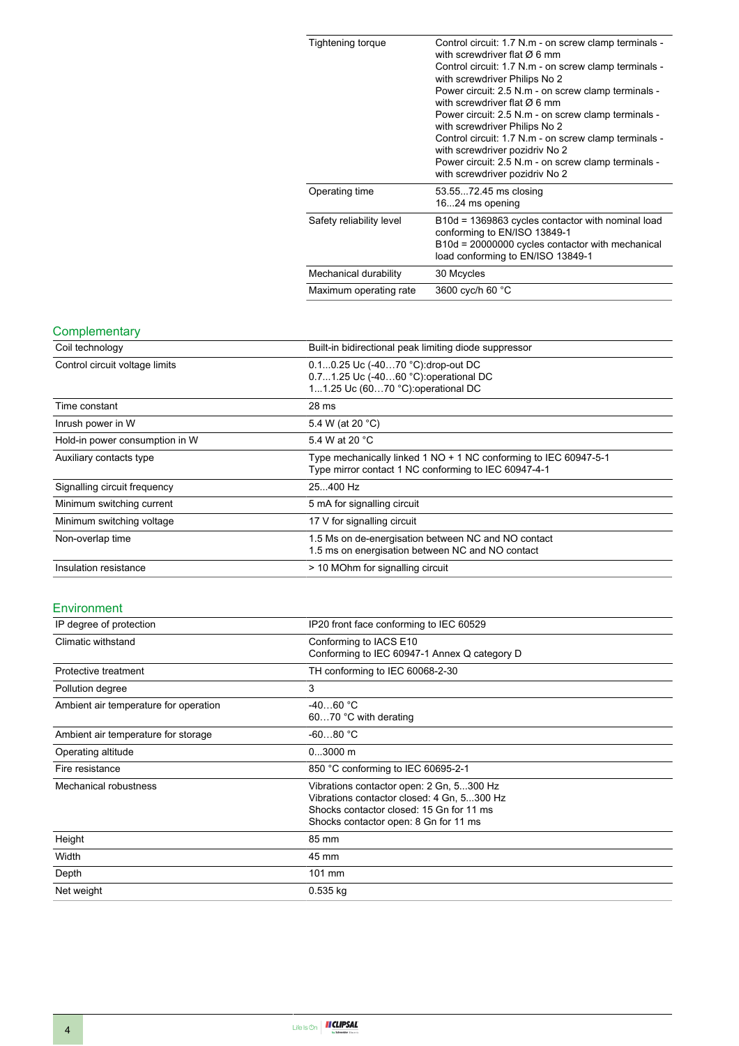| | |
|---|---|
| Tightening torque | Control circuit: 1.7 N.m - on screw clamp terminals - with screwdriver flat Ø 6 mm<br>Control circuit: 1.7 N.m - on screw clamp terminals - with screwdriver Philips No 2<br>Power circuit: 2.5 N.m - on screw clamp terminals - with screwdriver flat Ø 6 mm<br>Power circuit: 2.5 N.m - on screw clamp terminals - with screwdriver Philips No 2<br>Control circuit: 1.7 N.m - on screw clamp terminals - with screwdriver pozidriv No 2<br>Power circuit: 2.5 N.m - on screw clamp terminals - with screwdriver pozidriv No 2 |
| Operating time | 53.55...72.45 ms closing<br>16...24 ms opening |
| Safety reliability level | B10d = 1369863 cycles contactor with nominal load conforming to EN/ISO 13849-1<br>B10d = 20000000 cycles contactor with mechanical load conforming to EN/ISO 13849-1 |
| Mechanical durability | 30 Mcycles |
| Maximum operating rate | 3600 cyc/h 60 °C |

## Complementary

| | |
|---|---|
| Coil technology | Built-in bidirectional peak limiting diode suppressor |
| Control circuit voltage limits | 0.1...0.25 Uc (-40…70 °C):drop-out DC<br>0.7...1.25 Uc (-40…60 °C):operational DC<br>1...1.25 Uc (60…70 °C):operational DC |
| Time constant | 28 ms |
| Inrush power in W | 5.4 W (at 20 °C) |
| Hold-in power consumption in W | 5.4 W at 20 °C |
| Auxiliary contacts type | Type mechanically linked 1 NO + 1 NC conforming to IEC 60947-5-1<br>Type mirror contact 1 NC conforming to IEC 60947-4-1 |
| Signalling circuit frequency | 25...400 Hz |
| Minimum switching current | 5 mA for signalling circuit |
| Minimum switching voltage | 17 V for signalling circuit |
| Non-overlap time | 1.5 Ms on de-energisation between NC and NO contact<br>1.5 ms on energisation between NC and NO contact |
| Insulation resistance | > 10 MOhm for signalling circuit |

## Environment

| | |
|---|---|
| IP degree of protection | IP20 front face conforming to IEC 60529 |
| Climatic withstand | Conforming to IACS E10<br>Conforming to IEC 60947-1 Annex Q category D |
| Protective treatment | TH conforming to IEC 60068-2-30 |
| Pollution degree | 3 |
| Ambient air temperature for operation | -40…60 °C<br>60…70 °C with derating |
| Ambient air temperature for storage | -60...80 °C |
| Operating altitude | 0...3000 m |
| Fire resistance | 850 °C conforming to IEC 60695-2-1 |
| Mechanical robustness | Vibrations contactor open: 2 Gn, 5...300 Hz<br>Vibrations contactor closed: 4 Gn, 5...300 Hz<br>Shocks contactor closed: 15 Gn for 11 ms<br>Shocks contactor open: 8 Gn for 11 ms |
| Height | 85 mm |
| Width | 45 mm |
| Depth | 101 mm |
| Net weight | 0.535 kg |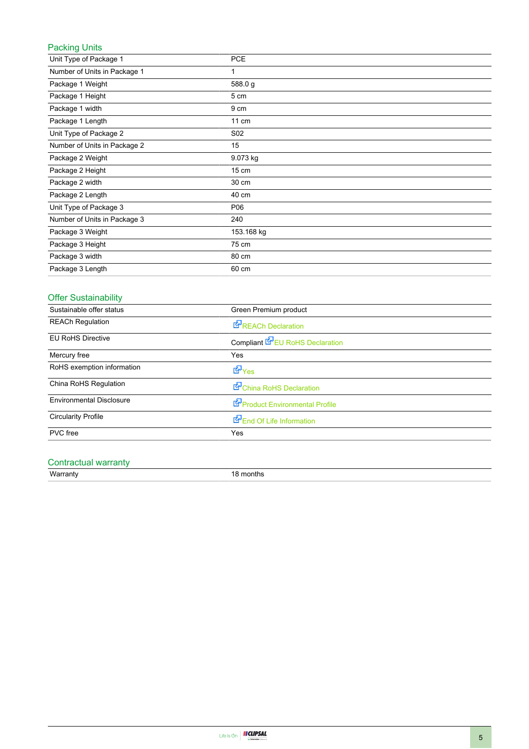## Packing Units

| | |
|---|---|
| Unit Type of Package 1 | PCE |
| Number of Units in Package 1 | 1 |
| Package 1 Weight | 588.0 g |
| Package 1 Height | 5 cm |
| Package 1 width | 9 cm |
| Package 1 Length | 11 cm |
| Unit Type of Package 2 | S02 |
| Number of Units in Package 2 | 15 |
| Package 2 Weight | 9.073 kg |
| Package 2 Height | 15 cm |
| Package 2 width | 30 cm |
| Package 2 Length | 40 cm |
| Unit Type of Package 3 | P06 |
| Number of Units in Package 3 | 240 |
| Package 3 Weight | 153.168 kg |
| Package 3 Height | 75 cm |
| Package 3 width | 80 cm |
| Package 3 Length | 60 cm |

## Offer Sustainability

| | |
|---|---|
| Sustainable offer status | Green Premium product |
| REACh Regulation | REACh Declaration |
| EU RoHS Directive | Compliant EU RoHS Declaration |
| Mercury free | Yes |
| RoHS exemption information | Yes |
| China RoHS Regulation | China RoHS Declaration |
| Environmental Disclosure | Product Environmental Profile |
| Circularity Profile | End Of Life Information |
| PVC free | Yes |

## Contractual warranty

| | |
|---|---|
| Warranty | 18 months |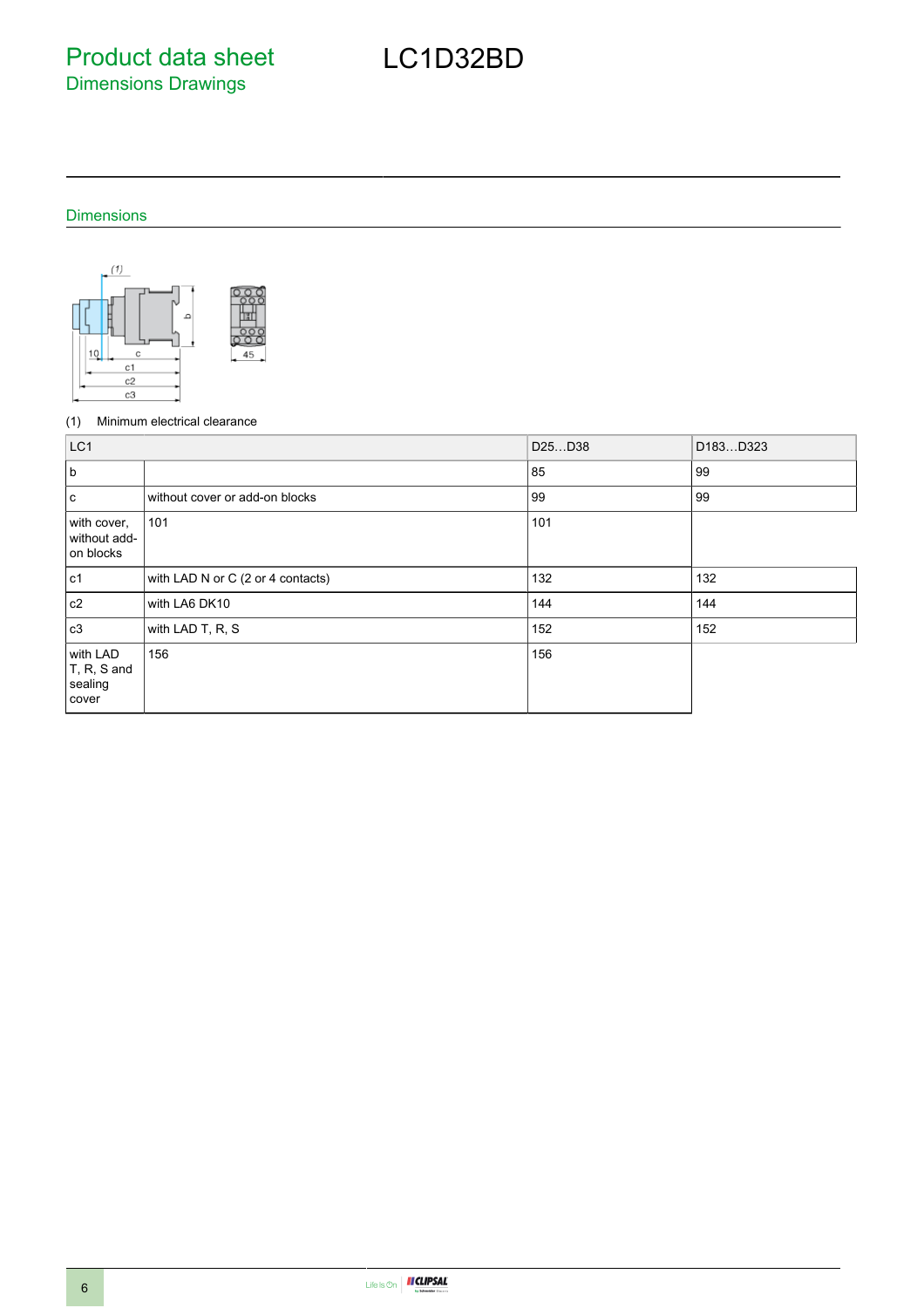# Product data sheet

## Dimensions Drawings

# LC1D32BD

## Dimensions

(1) Minimum electrical clearance

| LC1 | | D25…D38 | D183…D323 |
|---|---|---|---|
| b | | 85 | 99 |
| c | without cover or add-on blocks | 99 | 99 |
| with cover, without add-on blocks | 101 | 101 | |
| c1 | with LAD N or C (2 or 4 contacts) | 132 | 132 |
| c2 | with LA6 DK10 | 144 | 144 |
| c3 | with LAD T, R, S | 152 | 152 |
| with LAD T, R, S and sealing cover | 156 | 156 | |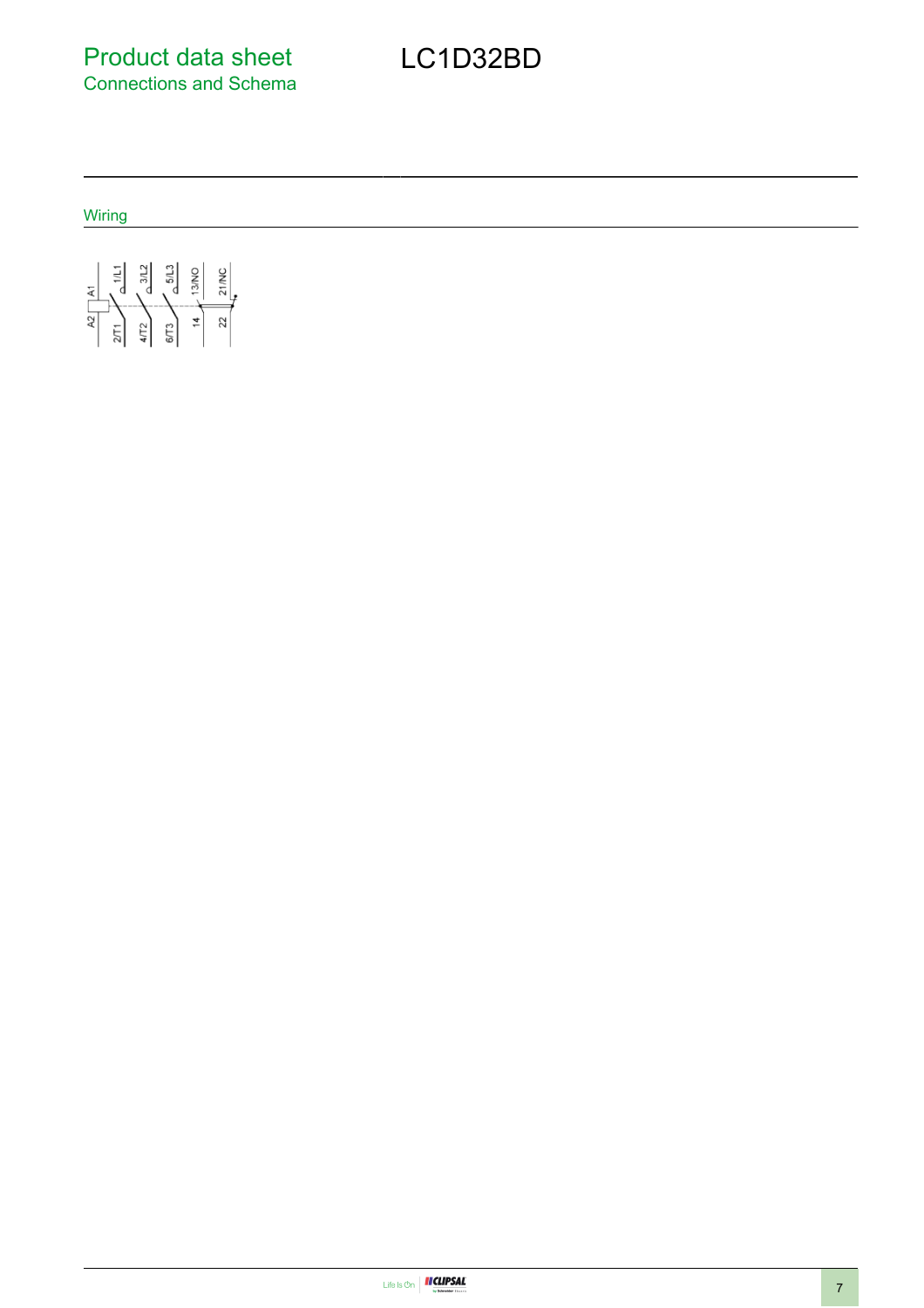# Product data sheet
## Connections and Schema

LC1D32BD

### Wiring

A1
A2
1/L1
2/T1
3/L2
4/T2
5/L3
6/T3
13/NO
14
21/NC
22